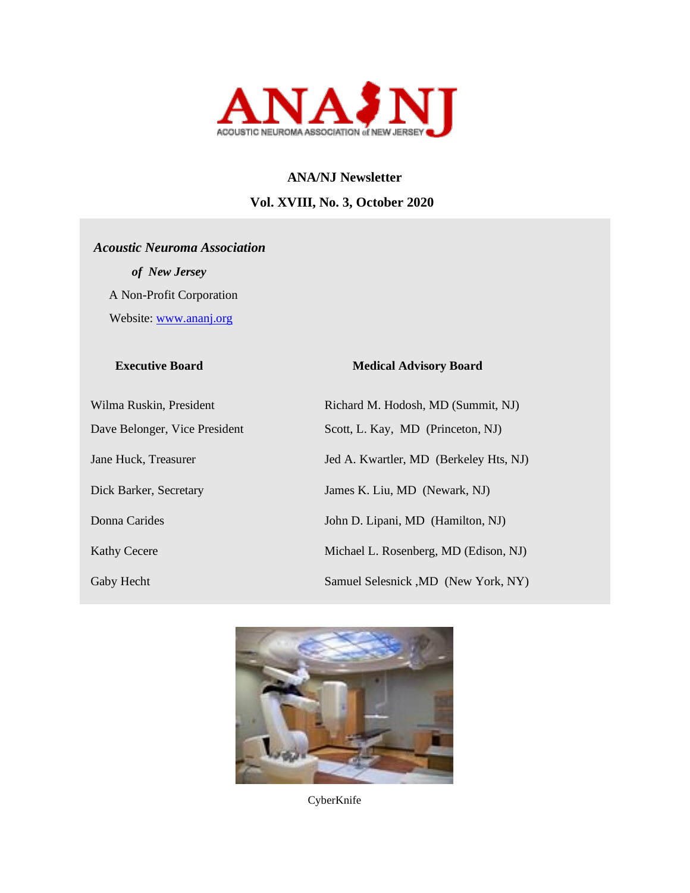ANA NJ

ACOUSTIC NEUROMA ASSOCIATION of NEW JERSEY

**ANA/NJ Newsletter**

**Vol. XVIII, No. 3, October 2020**

***Acoustic Neuroma Association***

***of New Jersey***

A Non-Profit Corporation

Website: [www.ananj.org](http://www.ananj.org)

| **Executive Board** | **Medical Advisory Board** |
| --- | --- |
| Wilma Ruskin, President | Richard M. Hodosh, MD (Summit, NJ) |
| Dave Belonger, Vice President | Scott, L. Kay, MD (Princeton, NJ) |
| Jane Huck, Treasurer | Jed A. Kwartler, MD (Berkeley Hts, NJ) |
| Dick Barker, Secretary | James K. Liu, MD (Newark, NJ) |
| Donna Carides | John D. Lipani, MD (Hamilton, NJ) |
| Kathy Cecere | Michael L. Rosenberg, MD (Edison, NJ) |
| Gaby Hecht | Samuel Selesnick ,MD (New York, NY) |

CyberKnife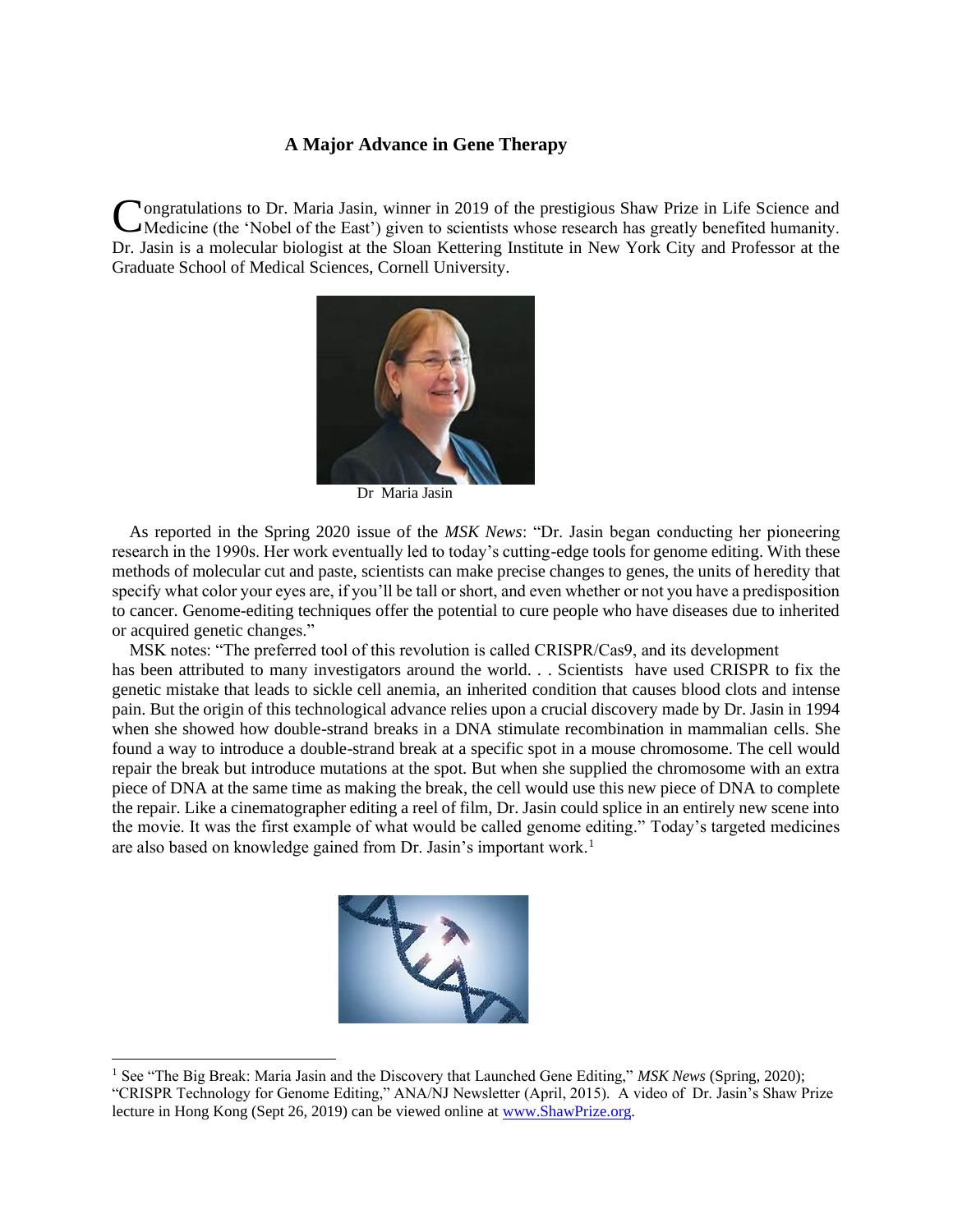## A Major Advance in Gene Therapy

Congratulations to Dr. Maria Jasin, winner in 2019 of the prestigious Shaw Prize in Life Science and Medicine (the 'Nobel of the East') given to scientists whose research has greatly benefited humanity. Dr. Jasin is a molecular biologist at the Sloan Kettering Institute in New York City and Professor at the Graduate School of Medical Sciences, Cornell University.

Dr Maria Jasin

As reported in the Spring 2020 issue of the *MSK News*: "Dr. Jasin began conducting her pioneering research in the 1990s. Her work eventually led to today's cutting-edge tools for genome editing. With these methods of molecular cut and paste, scientists can make precise changes to genes, the units of heredity that specify what color your eyes are, if you'll be tall or short, and even whether or not you have a predisposition to cancer. Genome-editing techniques offer the potential to cure people who have diseases due to inherited or acquired genetic changes."

MSK notes: "The preferred tool of this revolution is called CRISPR/Cas9, and its development has been attributed to many investigators around the world. . . Scientists have used CRISPR to fix the genetic mistake that leads to sickle cell anemia, an inherited condition that causes blood clots and intense pain. But the origin of this technological advance relies upon a crucial discovery made by Dr. Jasin in 1994 when she showed how double-strand breaks in a DNA stimulate recombination in mammalian cells. She found a way to introduce a double-strand break at a specific spot in a mouse chromosome. The cell would repair the break but introduce mutations at the spot. But when she supplied the chromosome with an extra piece of DNA at the same time as making the break, the cell would use this new piece of DNA to complete the repair. Like a cinematographer editing a reel of film, Dr. Jasin could splice in an entirely new scene into the movie. It was the first example of what would be called genome editing." Today's targeted medicines are also based on knowledge gained from Dr. Jasin's important work.[1]

---

[1] See "The Big Break: Maria Jasin and the Discovery that Launched Gene Editing," *MSK News* (Spring, 2020); "CRISPR Technology for Genome Editing," ANA/NJ Newsletter (April, 2015). A video of Dr. Jasin's Shaw Prize lecture in Hong Kong (Sept 26, 2019) can be viewed online at www.ShawPrize.org.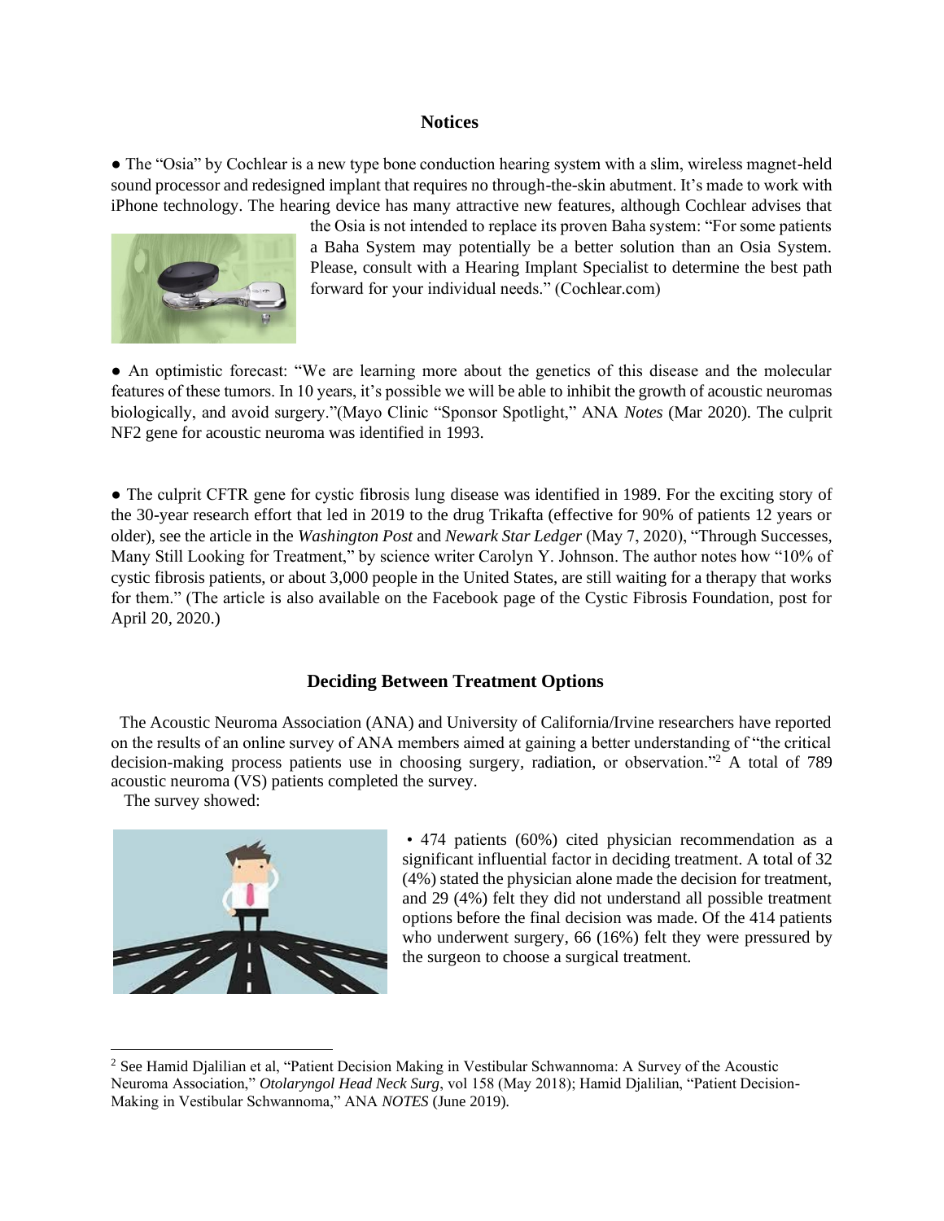## Notices

● The "Osia" by Cochlear is a new type bone conduction hearing system with a slim, wireless magnet-held sound processor and redesigned implant that requires no through-the-skin abutment. It's made to work with iPhone technology. The hearing device has many attractive new features, although Cochlear advises that the Osia is not intended to replace its proven Baha system: "For some patients a Baha System may potentially be a better solution than an Osia System. Please, consult with a Hearing Implant Specialist to determine the best path forward for your individual needs." (Cochlear.com)

● An optimistic forecast: "We are learning more about the genetics of this disease and the molecular features of these tumors. In 10 years, it's possible we will be able to inhibit the growth of acoustic neuromas biologically, and avoid surgery."(Mayo Clinic "Sponsor Spotlight," ANA *Notes* (Mar 2020). The culprit NF2 gene for acoustic neuroma was identified in 1993.

● The culprit CFTR gene for cystic fibrosis lung disease was identified in 1989. For the exciting story of the 30-year research effort that led in 2019 to the drug Trikafta (effective for 90% of patients 12 years or older), see the article in the *Washington Post* and *Newark Star Ledger* (May 7, 2020), "Through Successes, Many Still Looking for Treatment," by science writer Carolyn Y. Johnson. The author notes how "10% of cystic fibrosis patients, or about 3,000 people in the United States, are still waiting for a therapy that works for them." (The article is also available on the Facebook page of the Cystic Fibrosis Foundation, post for April 20, 2020.)

## Deciding Between Treatment Options

The Acoustic Neuroma Association (ANA) and University of California/Irvine researchers have reported on the results of an online survey of ANA members aimed at gaining a better understanding of "the critical decision-making process patients use in choosing surgery, radiation, or observation."[2] A total of 789 acoustic neuroma (VS) patients completed the survey.

The survey showed:

• 474 patients (60%) cited physician recommendation as a significant influential factor in deciding treatment. A total of 32 (4%) stated the physician alone made the decision for treatment, and 29 (4%) felt they did not understand all possible treatment options before the final decision was made. Of the 414 patients who underwent surgery, 66 (16%) felt they were pressured by the surgeon to choose a surgical treatment.

[2] See Hamid Djalilian et al, "Patient Decision Making in Vestibular Schwannoma: A Survey of the Acoustic Neuroma Association," *Otolaryngol Head Neck Surg*, vol 158 (May 2018); Hamid Djalilian, "Patient Decision-Making in Vestibular Schwannoma," ANA *NOTES* (June 2019).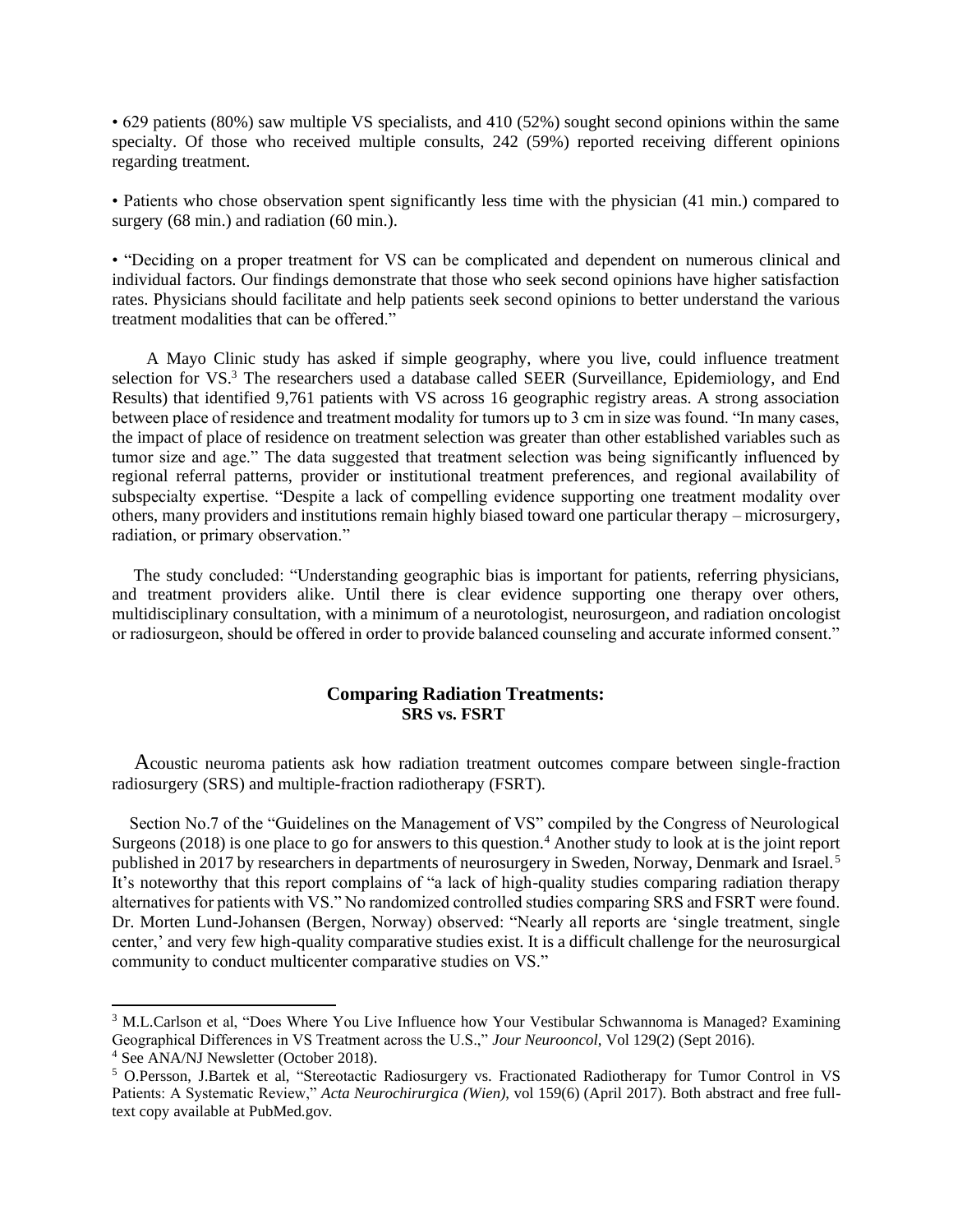• 629 patients (80%) saw multiple VS specialists, and 410 (52%) sought second opinions within the same specialty. Of those who received multiple consults, 242 (59%) reported receiving different opinions regarding treatment.

• Patients who chose observation spent significantly less time with the physician (41 min.) compared to surgery (68 min.) and radiation (60 min.).

• "Deciding on a proper treatment for VS can be complicated and dependent on numerous clinical and individual factors. Our findings demonstrate that those who seek second opinions have higher satisfaction rates. Physicians should facilitate and help patients seek second opinions to better understand the various treatment modalities that can be offered."

A Mayo Clinic study has asked if simple geography, where you live, could influence treatment selection for VS.[3] The researchers used a database called SEER (Surveillance, Epidemiology, and End Results) that identified 9,761 patients with VS across 16 geographic registry areas. A strong association between place of residence and treatment modality for tumors up to 3 cm in size was found. "In many cases, the impact of place of residence on treatment selection was greater than other established variables such as tumor size and age." The data suggested that treatment selection was being significantly influenced by regional referral patterns, provider or institutional treatment preferences, and regional availability of subspecialty expertise. "Despite a lack of compelling evidence supporting one treatment modality over others, many providers and institutions remain highly biased toward one particular therapy – microsurgery, radiation, or primary observation."

The study concluded: "Understanding geographic bias is important for patients, referring physicians, and treatment providers alike. Until there is clear evidence supporting one therapy over others, multidisciplinary consultation, with a minimum of a neurotologist, neurosurgeon, and radiation oncologist or radiosurgeon, should be offered in order to provide balanced counseling and accurate informed consent."

## Comparing Radiation Treatments: SRS vs. FSRT

Acoustic neuroma patients ask how radiation treatment outcomes compare between single-fraction radiosurgery (SRS) and multiple-fraction radiotherapy (FSRT).

Section No.7 of the "Guidelines on the Management of VS" compiled by the Congress of Neurological Surgeons (2018) is one place to go for answers to this question.[4] Another study to look at is the joint report published in 2017 by researchers in departments of neurosurgery in Sweden, Norway, Denmark and Israel.[5] It's noteworthy that this report complains of "a lack of high-quality studies comparing radiation therapy alternatives for patients with VS." No randomized controlled studies comparing SRS and FSRT were found. Dr. Morten Lund-Johansen (Bergen, Norway) observed: "Nearly all reports are 'single treatment, single center,' and very few high-quality comparative studies exist. It is a difficult challenge for the neurosurgical community to conduct multicenter comparative studies on VS."

---

[3] M.L.Carlson et al, "Does Where You Live Influence how Your Vestibular Schwannoma is Managed? Examining Geographical Differences in VS Treatment across the U.S.," *Jour Neurooncol*, Vol 129(2) (Sept 2016).

[4] See ANA/NJ Newsletter (October 2018).

[5] O.Persson, J.Bartek et al, "Stereotactic Radiosurgery vs. Fractionated Radiotherapy for Tumor Control in VS Patients: A Systematic Review," *Acta Neurochirurgica (Wien)*, vol 159(6) (April 2017). Both abstract and free full-text copy available at PubMed.gov.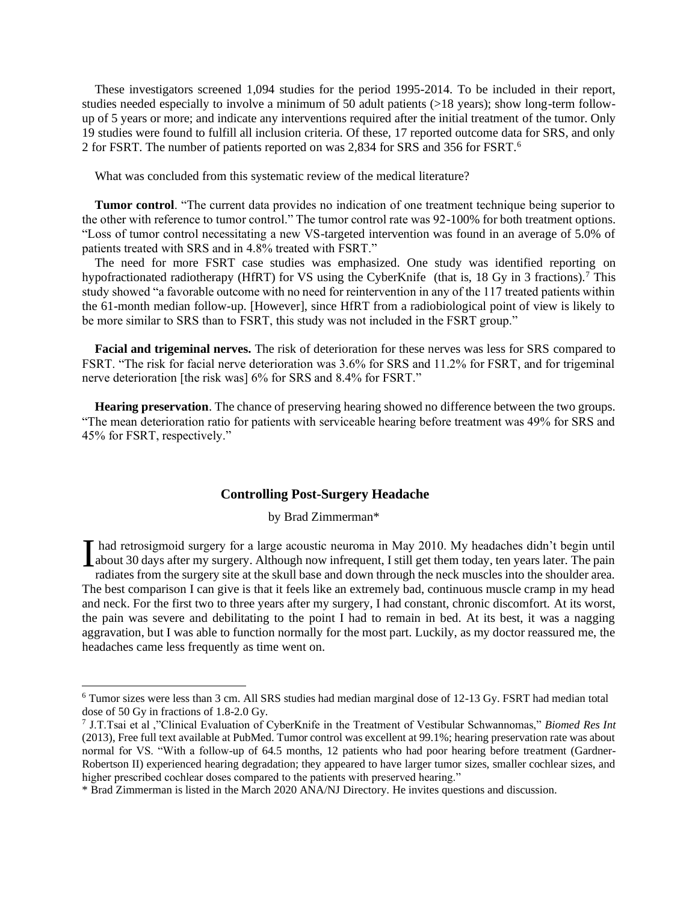These investigators screened 1,094 studies for the period 1995-2014. To be included in their report, studies needed especially to involve a minimum of 50 adult patients (>18 years); show long-term follow-up of 5 years or more; and indicate any interventions required after the initial treatment of the tumor. Only 19 studies were found to fulfill all inclusion criteria. Of these, 17 reported outcome data for SRS, and only 2 for FSRT. The number of patients reported on was 2,834 for SRS and 356 for FSRT.[6]

What was concluded from this systematic review of the medical literature?

**Tumor control**. "The current data provides no indication of one treatment technique being superior to the other with reference to tumor control." The tumor control rate was 92-100% for both treatment options. "Loss of tumor control necessitating a new VS-targeted intervention was found in an average of 5.0% of patients treated with SRS and in 4.8% treated with FSRT."

The need for more FSRT case studies was emphasized. One study was identified reporting on hypofractionated radiotherapy (HfRT) for VS using the CyberKnife (that is, 18 Gy in 3 fractions).[7] This study showed "a favorable outcome with no need for reintervention in any of the 117 treated patients within the 61-month median follow-up. [However], since HfRT from a radiobiological point of view is likely to be more similar to SRS than to FSRT, this study was not included in the FSRT group."

**Facial and trigeminal nerves.** The risk of deterioration for these nerves was less for SRS compared to FSRT. "The risk for facial nerve deterioration was 3.6% for SRS and 11.2% for FSRT, and for trigeminal nerve deterioration [the risk was] 6% for SRS and 8.4% for FSRT."

**Hearing preservation**. The chance of preserving hearing showed no difference between the two groups. "The mean deterioration ratio for patients with serviceable hearing before treatment was 49% for SRS and 45% for FSRT, respectively."

## Controlling Post-Surgery Headache

by Brad Zimmerman*

I had retrosigmoid surgery for a large acoustic neuroma in May 2010. My headaches didn't begin until about 30 days after my surgery. Although now infrequent, I still get them today, ten years later. The pain radiates from the surgery site at the skull base and down through the neck muscles into the shoulder area. The best comparison I can give is that it feels like an extremely bad, continuous muscle cramp in my head and neck. For the first two to three years after my surgery, I had constant, chronic discomfort. At its worst, the pain was severe and debilitating to the point I had to remain in bed. At its best, it was a nagging aggravation, but I was able to function normally for the most part. Luckily, as my doctor reassured me, the headaches came less frequently as time went on.

---

[6] Tumor sizes were less than 3 cm. All SRS studies had median marginal dose of 12-13 Gy. FSRT had median total dose of 50 Gy in fractions of 1.8-2.0 Gy.

[7] J.T.Tsai et al ,"Clinical Evaluation of CyberKnife in the Treatment of Vestibular Schwannomas," *Biomed Res Int* (2013), Free full text available at PubMed. Tumor control was excellent at 99.1%; hearing preservation rate was about normal for VS. "With a follow-up of 64.5 months, 12 patients who had poor hearing before treatment (Gardner-Robertson II) experienced hearing degradation; they appeared to have larger tumor sizes, smaller cochlear sizes, and higher prescribed cochlear doses compared to the patients with preserved hearing."

\* Brad Zimmerman is listed in the March 2020 ANA/NJ Directory. He invites questions and discussion.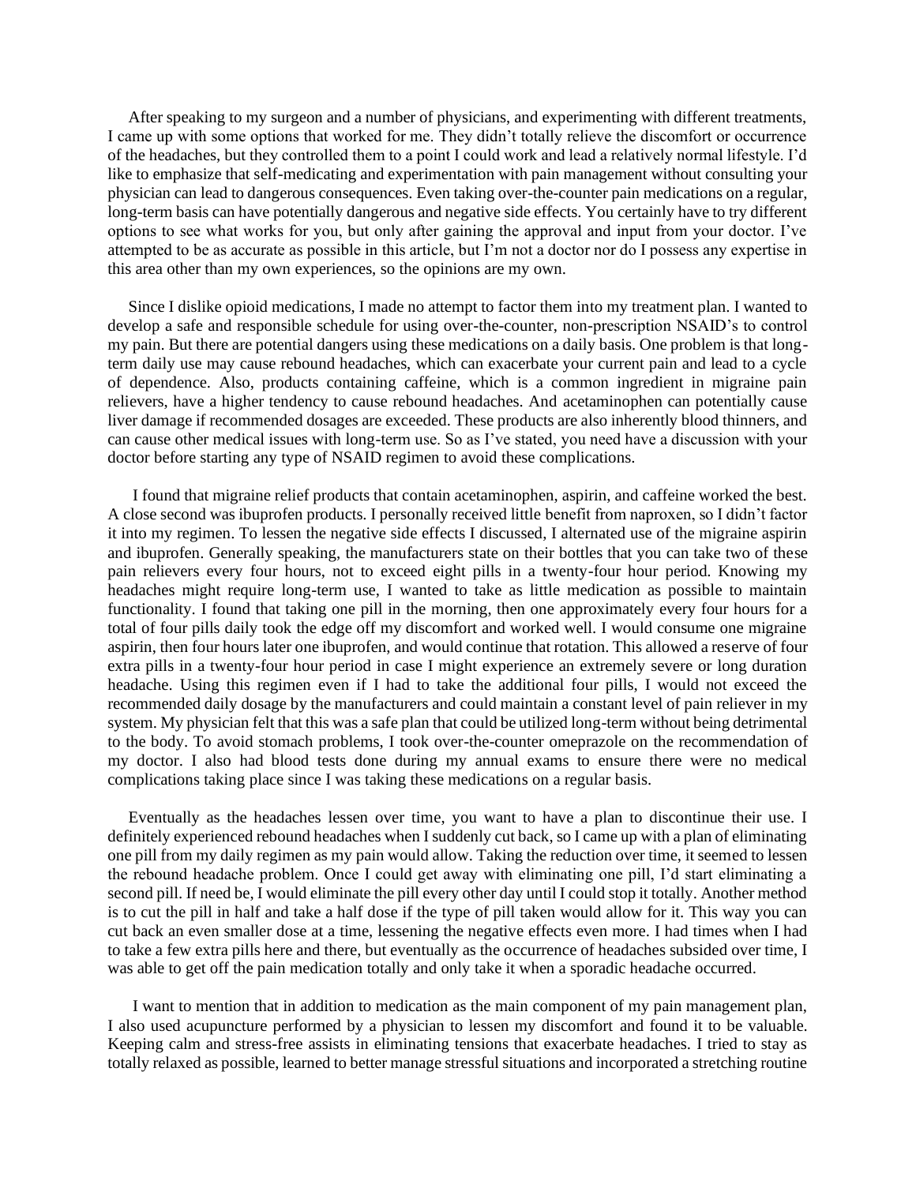After speaking to my surgeon and a number of physicians, and experimenting with different treatments, I came up with some options that worked for me. They didn't totally relieve the discomfort or occurrence of the headaches, but they controlled them to a point I could work and lead a relatively normal lifestyle. I'd like to emphasize that self-medicating and experimentation with pain management without consulting your physician can lead to dangerous consequences. Even taking over-the-counter pain medications on a regular, long-term basis can have potentially dangerous and negative side effects. You certainly have to try different options to see what works for you, but only after gaining the approval and input from your doctor. I've attempted to be as accurate as possible in this article, but I'm not a doctor nor do I possess any expertise in this area other than my own experiences, so the opinions are my own.

Since I dislike opioid medications, I made no attempt to factor them into my treatment plan. I wanted to develop a safe and responsible schedule for using over-the-counter, non-prescription NSAID's to control my pain. But there are potential dangers using these medications on a daily basis. One problem is that long-term daily use may cause rebound headaches, which can exacerbate your current pain and lead to a cycle of dependence. Also, products containing caffeine, which is a common ingredient in migraine pain relievers, have a higher tendency to cause rebound headaches. And acetaminophen can potentially cause liver damage if recommended dosages are exceeded. These products are also inherently blood thinners, and can cause other medical issues with long-term use. So as I've stated, you need have a discussion with your doctor before starting any type of NSAID regimen to avoid these complications.

I found that migraine relief products that contain acetaminophen, aspirin, and caffeine worked the best. A close second was ibuprofen products. I personally received little benefit from naproxen, so I didn't factor it into my regimen. To lessen the negative side effects I discussed, I alternated use of the migraine aspirin and ibuprofen. Generally speaking, the manufacturers state on their bottles that you can take two of these pain relievers every four hours, not to exceed eight pills in a twenty-four hour period. Knowing my headaches might require long-term use, I wanted to take as little medication as possible to maintain functionality. I found that taking one pill in the morning, then one approximately every four hours for a total of four pills daily took the edge off my discomfort and worked well. I would consume one migraine aspirin, then four hours later one ibuprofen, and would continue that rotation. This allowed a reserve of four extra pills in a twenty-four hour period in case I might experience an extremely severe or long duration headache. Using this regimen even if I had to take the additional four pills, I would not exceed the recommended daily dosage by the manufacturers and could maintain a constant level of pain reliever in my system. My physician felt that this was a safe plan that could be utilized long-term without being detrimental to the body. To avoid stomach problems, I took over-the-counter omeprazole on the recommendation of my doctor. I also had blood tests done during my annual exams to ensure there were no medical complications taking place since I was taking these medications on a regular basis.

Eventually as the headaches lessen over time, you want to have a plan to discontinue their use. I definitely experienced rebound headaches when I suddenly cut back, so I came up with a plan of eliminating one pill from my daily regimen as my pain would allow. Taking the reduction over time, it seemed to lessen the rebound headache problem. Once I could get away with eliminating one pill, I'd start eliminating a second pill. If need be, I would eliminate the pill every other day until I could stop it totally. Another method is to cut the pill in half and take a half dose if the type of pill taken would allow for it. This way you can cut back an even smaller dose at a time, lessening the negative effects even more. I had times when I had to take a few extra pills here and there, but eventually as the occurrence of headaches subsided over time, I was able to get off the pain medication totally and only take it when a sporadic headache occurred.

I want to mention that in addition to medication as the main component of my pain management plan, I also used acupuncture performed by a physician to lessen my discomfort and found it to be valuable. Keeping calm and stress-free assists in eliminating tensions that exacerbate headaches. I tried to stay as totally relaxed as possible, learned to better manage stressful situations and incorporated a stretching routine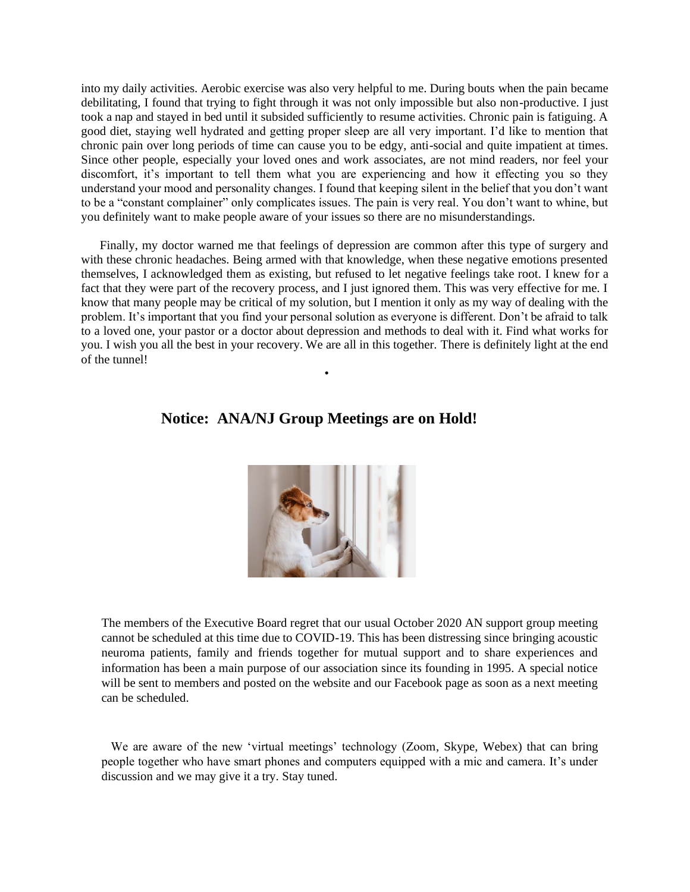into my daily activities. Aerobic exercise was also very helpful to me. During bouts when the pain became debilitating, I found that trying to fight through it was not only impossible but also non-productive. I just took a nap and stayed in bed until it subsided sufficiently to resume activities. Chronic pain is fatiguing. A good diet, staying well hydrated and getting proper sleep are all very important. I'd like to mention that chronic pain over long periods of time can cause you to be edgy, anti-social and quite impatient at times. Since other people, especially your loved ones and work associates, are not mind readers, nor feel your discomfort, it's important to tell them what you are experiencing and how it effecting you so they understand your mood and personality changes. I found that keeping silent in the belief that you don't want to be a "constant complainer" only complicates issues. The pain is very real. You don't want to whine, but you definitely want to make people aware of your issues so there are no misunderstandings.

Finally, my doctor warned me that feelings of depression are common after this type of surgery and with these chronic headaches. Being armed with that knowledge, when these negative emotions presented themselves, I acknowledged them as existing, but refused to let negative feelings take root. I knew for a fact that they were part of the recovery process, and I just ignored them. This was very effective for me. I know that many people may be critical of my solution, but I mention it only as my way of dealing with the problem. It's important that you find your personal solution as everyone is different. Don't be afraid to talk to a loved one, your pastor or a doctor about depression and methods to deal with it. Find what works for you. I wish you all the best in your recovery. We are all in this together. There is definitely light at the end of the tunnel!

•

## Notice: ANA/NJ Group Meetings are on Hold!

The members of the Executive Board regret that our usual October 2020 AN support group meeting cannot be scheduled at this time due to COVID-19. This has been distressing since bringing acoustic neuroma patients, family and friends together for mutual support and to share experiences and information has been a main purpose of our association since its founding in 1995. A special notice will be sent to members and posted on the website and our Facebook page as soon as a next meeting can be scheduled.

We are aware of the new 'virtual meetings' technology (Zoom, Skype, Webex) that can bring people together who have smart phones and computers equipped with a mic and camera. It's under discussion and we may give it a try. Stay tuned.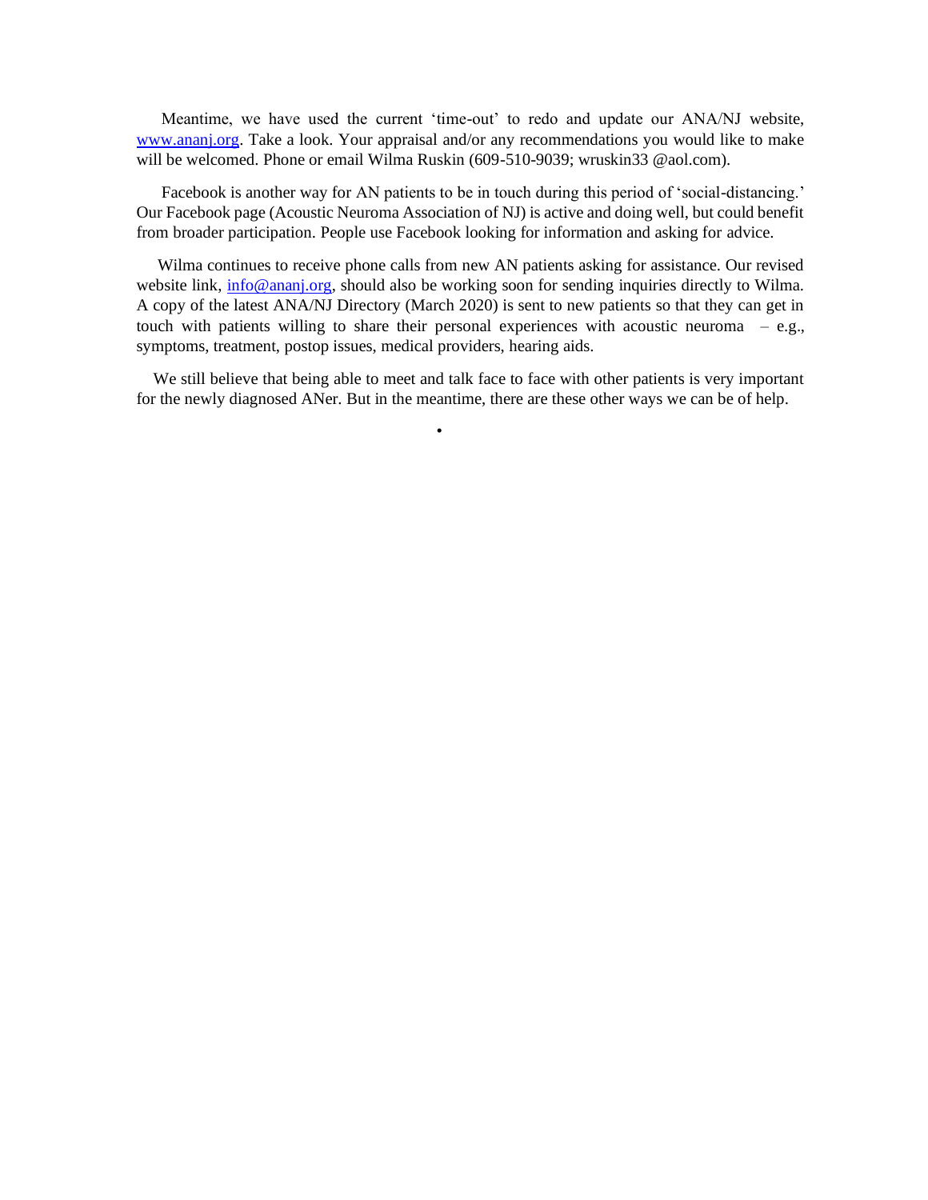Meantime, we have used the current 'time-out' to redo and update our ANA/NJ website, www.ananj.org. Take a look. Your appraisal and/or any recommendations you would like to make will be welcomed. Phone or email Wilma Ruskin (609-510-9039; wruskin33 @aol.com).

Facebook is another way for AN patients to be in touch during this period of 'social-distancing.' Our Facebook page (Acoustic Neuroma Association of NJ) is active and doing well, but could benefit from broader participation. People use Facebook looking for information and asking for advice.

Wilma continues to receive phone calls from new AN patients asking for assistance. Our revised website link, info@ananj.org, should also be working soon for sending inquiries directly to Wilma. A copy of the latest ANA/NJ Directory (March 2020) is sent to new patients so that they can get in touch with patients willing to share their personal experiences with acoustic neuroma – e.g., symptoms, treatment, postop issues, medical providers, hearing aids.

We still believe that being able to meet and talk face to face with other patients is very important for the newly diagnosed ANer. But in the meantime, there are these other ways we can be of help.

•